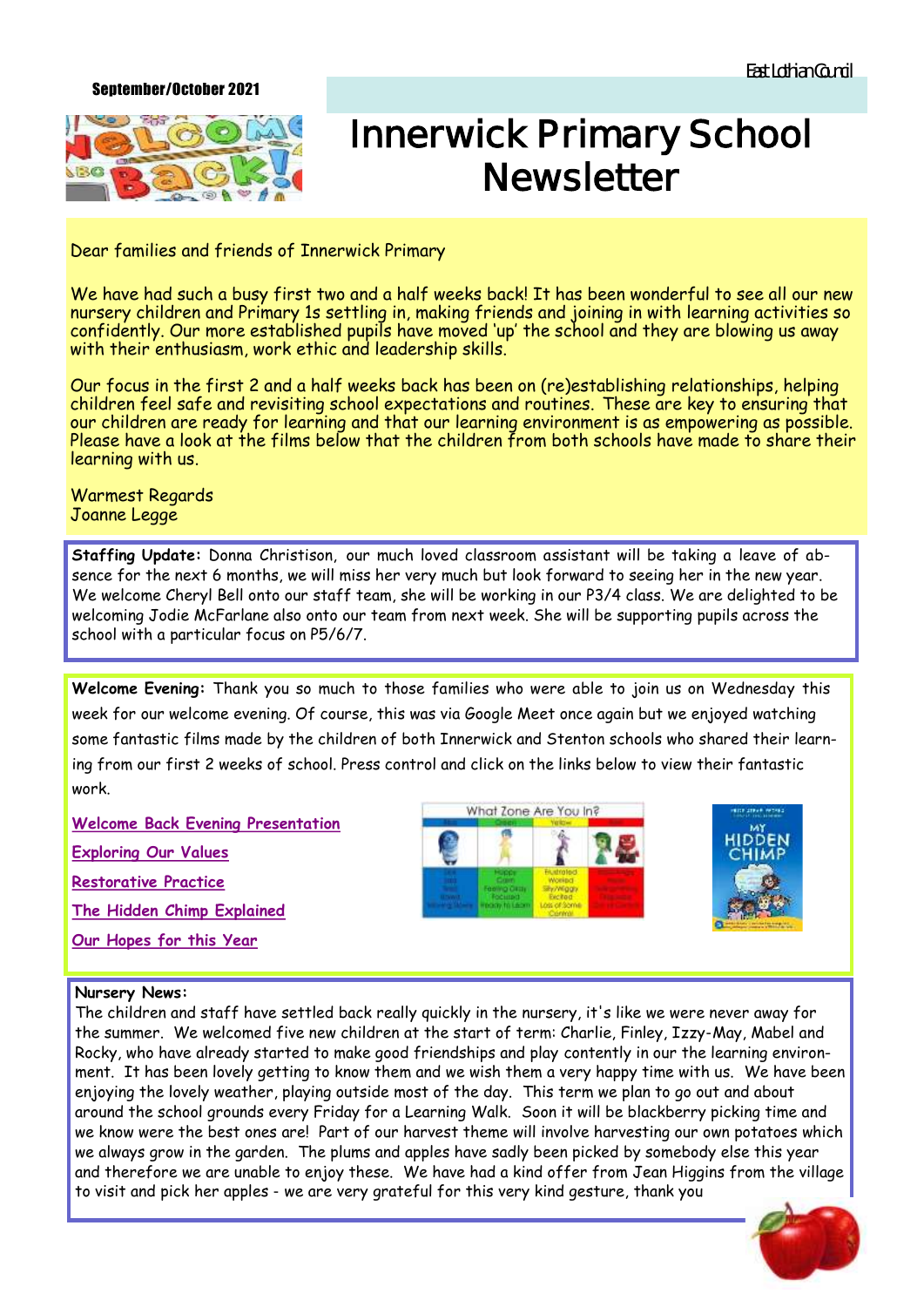September/October 2021

East Lothian Council

# Innerwick Primary School Newsletter

Dear families and friends of Innerwick Primary

We have had such a busy first two and a half weeks back! It has been wonderful to see all our new nursery children and Primary 1s settling in, making friends and joining in with learning activities so confidently. Our more established pupils have moved 'up' the school and they are blowing us away with their enthusiasm, work ethic and leadership skills.

Our focus in the first 2 and a half weeks back has been on (re)establishing relationships, helping children feel safe and revisiting school expectations and routines. These are key to ensuring that our children are ready for learning and that our learning environment is as empowering as possible. Please have a look at the films below that the children from both schools have made to share their learning with us.

Warmest Regards
Joanne Legge

**Staffing Update:** Donna Christison, our much loved classroom assistant will be taking a leave of absence for the next 6 months, we will miss her very much but look forward to seeing her in the new year. We welcome Cheryl Bell onto our staff team, she will be working in our P3/4 class. We are delighted to be welcoming Jodie McFarlane also onto our team from next week. She will be supporting pupils across the school with a particular focus on P5/6/7.

**Welcome Evening:** Thank you so much to those families who were able to join us on Wednesday this week for our welcome evening. Of course, this was via Google Meet once again but we enjoyed watching some fantastic films made by the children of both Innerwick and Stenton schools who shared their learning from our first 2 weeks of school. Press control and click on the links below to view their fantastic work.

Welcome Back Evening Presentation

Exploring Our Values

Restorative Practice

The Hidden Chimp Explained

Our Hopes for this Year

**Nursery News:**
The children and staff have settled back really quickly in the nursery, it's like we were never away for the summer. We welcomed five new children at the start of term: Charlie, Finley, Izzy-May, Mabel and Rocky, who have already started to make good friendships and play contently in our the learning environment. It has been lovely getting to know them and we wish them a very happy time with us. We have been enjoying the lovely weather, playing outside most of the day. This term we plan to go out and about around the school grounds every Friday for a Learning Walk. Soon it will be blackberry picking time and we know were the best ones are! Part of our harvest theme will involve harvesting our own potatoes which we always grow in the garden. The plums and apples have sadly been picked by somebody else this year and therefore we are unable to enjoy these. We have had a kind offer from Jean Higgins from the village to visit and pick her apples - we are very grateful for this very kind gesture, thank you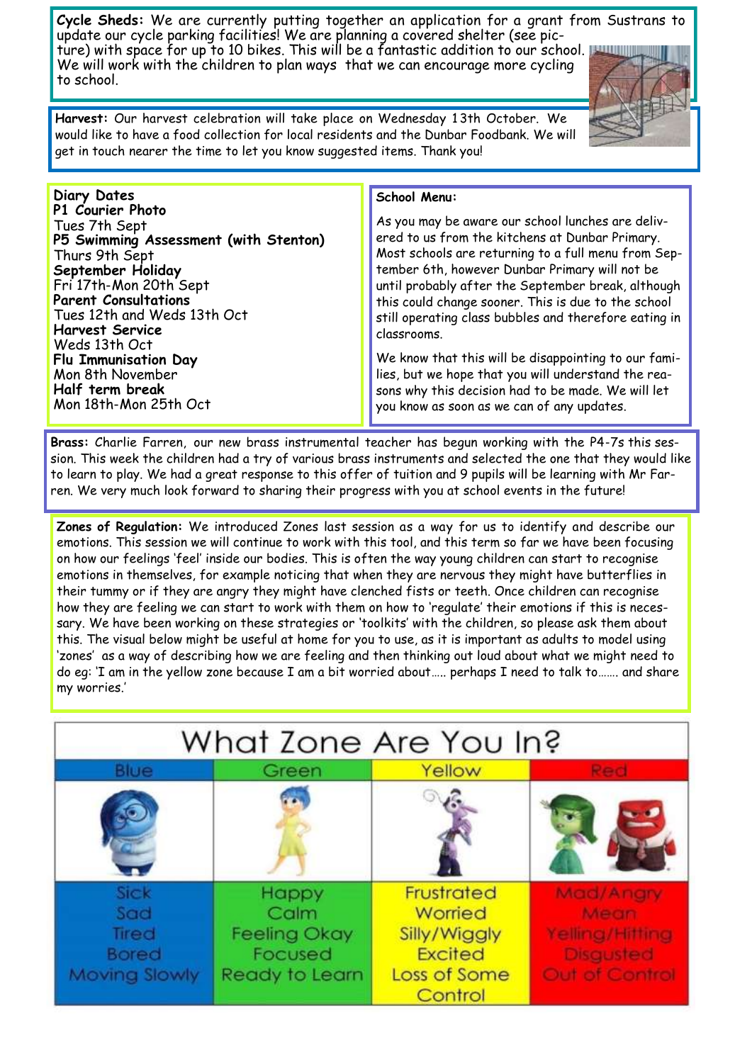**Cycle Sheds:** We are currently putting together an application for a grant from Sustrans to update our cycle parking facilities! We are planning a covered shelter (see picture) with space for up to 10 bikes. This will be a fantastic addition to our school. We will work with the children to plan ways that we can encourage more cycling to school.

**Harvest:** Our harvest celebration will take place on Wednesday 13th October. We would like to have a food collection for local residents and the Dunbar Foodbank. We will get in touch nearer the time to let you know suggested items. Thank you!

**Diary Dates**

**P1 Courier Photo**
Tues 7th Sept

**P5 Swimming Assessment (with Stenton)**
Thurs 9th Sept

**September Holiday**
Fri 17th-Mon 20th Sept

**Parent Consultations**
Tues 12th and Weds 13th Oct

**Harvest Service**
Weds 13th Oct

**Flu Immunisation Day**
Mon 8th November

**Half term break**
Mon 18th-Mon 25th Oct

**School Menu:**

As you may be aware our school lunches are delivered to us from the kitchens at Dunbar Primary. Most schools are returning to a full menu from September 6th, however Dunbar Primary will not be until probably after the September break, although this could change sooner. This is due to the school still operating class bubbles and therefore eating in classrooms.

We know that this will be disappointing to our families, but we hope that you will understand the reasons why this decision had to be made. We will let you know as soon as we can of any updates.

**Brass:** Charlie Farren, our new brass instrumental teacher has begun working with the P4-7s this session. This week the children had a try of various brass instruments and selected the one that they would like to learn to play. We had a great response to this offer of tuition and 9 pupils will be learning with Mr Farren. We very much look forward to sharing their progress with you at school events in the future!

**Zones of Regulation:** We introduced Zones last session as a way for us to identify and describe our emotions. This session we will continue to work with this tool, and this term so far we have been focusing on how our feelings 'feel' inside our bodies. This is often the way young children can start to recognise emotions in themselves, for example noticing that when they are nervous they might have butterflies in their tummy or if they are angry they might have clenched fists or teeth. Once children can recognise how they are feeling we can start to work with them on how to 'regulate' their emotions if this is necessary. We have been working on these strategies or 'toolkits' with the children, so please ask them about this. The visual below might be useful at home for you to use, as it is important as adults to model using 'zones' as a way of describing how we are feeling and then thinking out loud about what we might need to do eg: 'I am in the yellow zone because I am a bit worried about….. perhaps I need to talk to……. and share my worries.'

## What Zone Are You In?

| Blue | Green | Yellow | Red |
|---|---|---|---|
| Sick<br>Sad<br>Tired<br>Bored<br>Moving Slowly | Happy<br>Calm<br>Feeling Okay<br>Focused<br>Ready to Learn | Frustrated<br>Worried<br>Silly/Wiggly<br>Excited<br>Loss of Some Control | Mad/Angry<br>Mean<br>Yelling/Hitting<br>Disgusted<br>Out of Control |